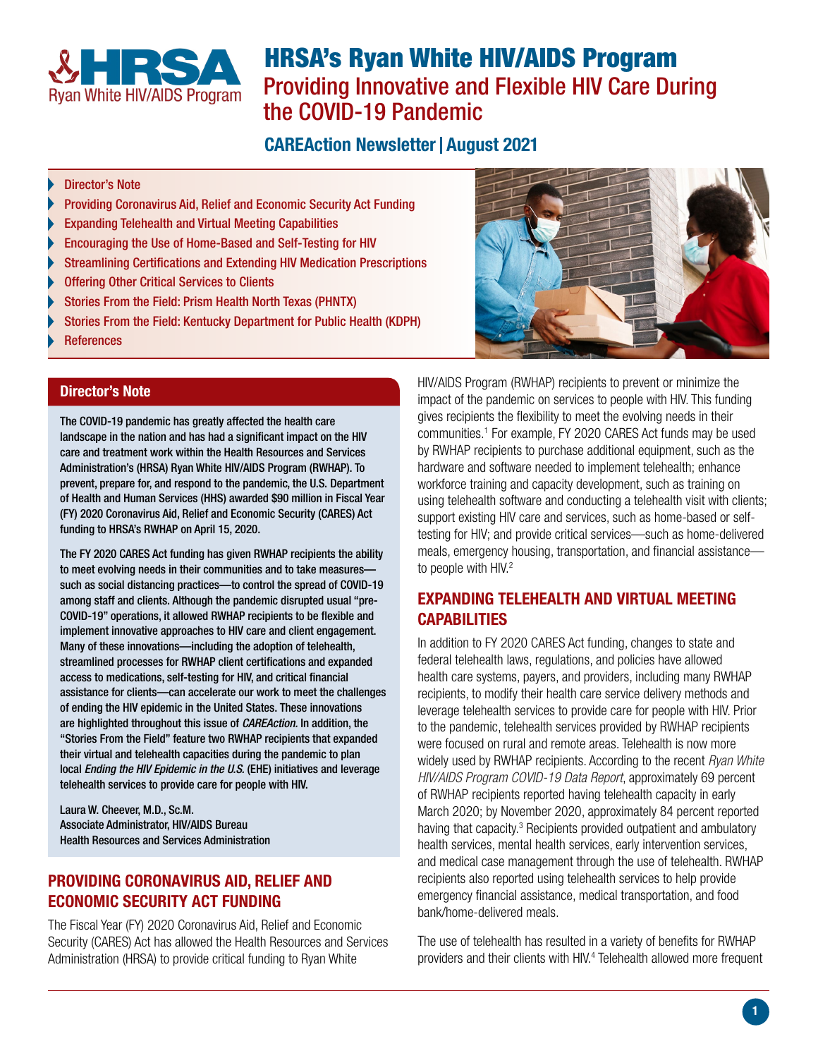# HRSA's Ryan White HIV/AIDS Program
## Providing Innovative and Flexible HIV Care During the COVID-19 Pandemic

### CAREAction Newsletter | August 2021

- Director's Note
- Providing Coronavirus Aid, Relief and Economic Security Act Funding
- Expanding Telehealth and Virtual Meeting Capabilities
- Encouraging the Use of Home-Based and Self-Testing for HIV
- Streamlining Certifications and Extending HIV Medication Prescriptions
- Offering Other Critical Services to Clients
- Stories From the Field: Prism Health North Texas (PHNTX)
- Stories From the Field: Kentucky Department for Public Health (KDPH)
- References

### Director's Note

**The COVID-19 pandemic has greatly affected the health care landscape in the nation and has had a significant impact on the HIV care and treatment work within the Health Resources and Services Administration's (HRSA) Ryan White HIV/AIDS Program (RWHAP). To prevent, prepare for, and respond to the pandemic, the U.S. Department of Health and Human Services (HHS) awarded $90 million in Fiscal Year (FY) 2020 Coronavirus Aid, Relief and Economic Security (CARES) Act funding to HRSA's RWHAP on April 15, 2020.**

**The FY 2020 CARES Act funding has given RWHAP recipients the ability to meet evolving needs in their communities and to take measures—such as social distancing practices—to control the spread of COVID-19 among staff and clients. Although the pandemic disrupted usual "pre-COVID-19" operations, it allowed RWHAP recipients to be flexible and implement innovative approaches to HIV care and client engagement. Many of these innovations—including the adoption of telehealth, streamlined processes for RWHAP client certifications and expanded access to medications, self-testing for HIV, and critical financial assistance for clients—can accelerate our work to meet the challenges of ending the HIV epidemic in the United States. These innovations are highlighted throughout this issue of *CAREAction.* In addition, the "Stories From the Field" feature two RWHAP recipients that expanded their virtual and telehealth capacities during the pandemic to plan local *Ending the HIV Epidemic in the U.S.* (EHE) initiatives and leverage telehealth services to provide care for people with HIV.**

**Laura W. Cheever, M.D., Sc.M.**
**Associate Administrator, HIV/AIDS Bureau**
**Health Resources and Services Administration**

## PROVIDING CORONAVIRUS AID, RELIEF AND ECONOMIC SECURITY ACT FUNDING

The Fiscal Year (FY) 2020 Coronavirus Aid, Relief and Economic Security (CARES) Act has allowed the Health Resources and Services Administration (HRSA) to provide critical funding to Ryan White HIV/AIDS Program (RWHAP) recipients to prevent or minimize the impact of the pandemic on services to people with HIV. This funding gives recipients the flexibility to meet the evolving needs in their communities.[1] For example, FY 2020 CARES Act funds may be used by RWHAP recipients to purchase additional equipment, such as the hardware and software needed to implement telehealth; enhance workforce training and capacity development, such as training on using telehealth software and conducting a telehealth visit with clients; support existing HIV care and services, such as home-based or self-testing for HIV; and provide critical services—such as home-delivered meals, emergency housing, transportation, and financial assistance—to people with HIV.[2]

## EXPANDING TELEHEALTH AND VIRTUAL MEETING CAPABILITIES

In addition to FY 2020 CARES Act funding, changes to state and federal telehealth laws, regulations, and policies have allowed health care systems, payers, and providers, including many RWHAP recipients, to modify their health care service delivery methods and leverage telehealth services to provide care for people with HIV. Prior to the pandemic, telehealth services provided by RWHAP recipients were focused on rural and remote areas. Telehealth is now more widely used by RWHAP recipients. According to the recent *Ryan White HIV/AIDS Program COVID-19 Data Report*, approximately 69 percent of RWHAP recipients reported having telehealth capacity in early March 2020; by November 2020, approximately 84 percent reported having that capacity.[3] Recipients provided outpatient and ambulatory health services, mental health services, early intervention services, and medical case management through the use of telehealth. RWHAP recipients also reported using telehealth services to help provide emergency financial assistance, medical transportation, and food bank/home-delivered meals.

The use of telehealth has resulted in a variety of benefits for RWHAP providers and their clients with HIV.[4] Telehealth allowed more frequent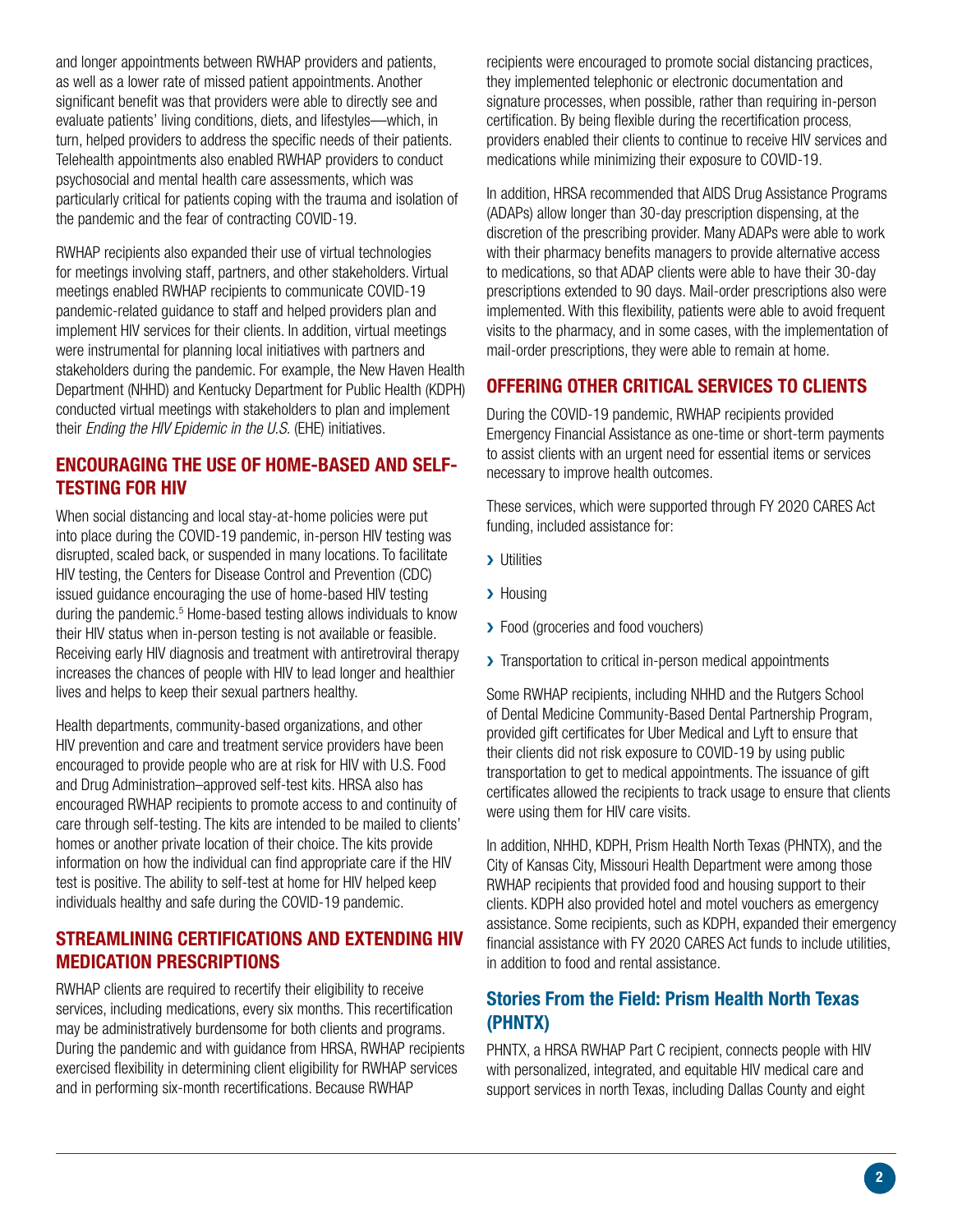and longer appointments between RWHAP providers and patients, as well as a lower rate of missed patient appointments. Another significant benefit was that providers were able to directly see and evaluate patients' living conditions, diets, and lifestyles—which, in turn, helped providers to address the specific needs of their patients. Telehealth appointments also enabled RWHAP providers to conduct psychosocial and mental health care assessments, which was particularly critical for patients coping with the trauma and isolation of the pandemic and the fear of contracting COVID-19.

RWHAP recipients also expanded their use of virtual technologies for meetings involving staff, partners, and other stakeholders. Virtual meetings enabled RWHAP recipients to communicate COVID-19 pandemic-related guidance to staff and helped providers plan and implement HIV services for their clients. In addition, virtual meetings were instrumental for planning local initiatives with partners and stakeholders during the pandemic. For example, the New Haven Health Department (NHHD) and Kentucky Department for Public Health (KDPH) conducted virtual meetings with stakeholders to plan and implement their *Ending the HIV Epidemic in the U.S.* (EHE) initiatives.

## ENCOURAGING THE USE OF HOME-BASED AND SELF-TESTING FOR HIV

When social distancing and local stay-at-home policies were put into place during the COVID-19 pandemic, in-person HIV testing was disrupted, scaled back, or suspended in many locations. To facilitate HIV testing, the Centers for Disease Control and Prevention (CDC) issued guidance encouraging the use of home-based HIV testing during the pandemic.[5] Home-based testing allows individuals to know their HIV status when in-person testing is not available or feasible. Receiving early HIV diagnosis and treatment with antiretroviral therapy increases the chances of people with HIV to lead longer and healthier lives and helps to keep their sexual partners healthy.

Health departments, community-based organizations, and other HIV prevention and care and treatment service providers have been encouraged to provide people who are at risk for HIV with U.S. Food and Drug Administration–approved self-test kits. HRSA also has encouraged RWHAP recipients to promote access to and continuity of care through self-testing. The kits are intended to be mailed to clients' homes or another private location of their choice. The kits provide information on how the individual can find appropriate care if the HIV test is positive. The ability to self-test at home for HIV helped keep individuals healthy and safe during the COVID-19 pandemic.

## STREAMLINING CERTIFICATIONS AND EXTENDING HIV MEDICATION PRESCRIPTIONS

RWHAP clients are required to recertify their eligibility to receive services, including medications, every six months. This recertification may be administratively burdensome for both clients and programs. During the pandemic and with guidance from HRSA, RWHAP recipients exercised flexibility in determining client eligibility for RWHAP services and in performing six-month recertifications. Because RWHAP recipients were encouraged to promote social distancing practices, they implemented telephonic or electronic documentation and signature processes, when possible, rather than requiring in-person certification. By being flexible during the recertification process, providers enabled their clients to continue to receive HIV services and medications while minimizing their exposure to COVID-19.

In addition, HRSA recommended that AIDS Drug Assistance Programs (ADAPs) allow longer than 30-day prescription dispensing, at the discretion of the prescribing provider. Many ADAPs were able to work with their pharmacy benefits managers to provide alternative access to medications, so that ADAP clients were able to have their 30-day prescriptions extended to 90 days. Mail-order prescriptions also were implemented. With this flexibility, patients were able to avoid frequent visits to the pharmacy, and in some cases, with the implementation of mail-order prescriptions, they were able to remain at home.

## OFFERING OTHER CRITICAL SERVICES TO CLIENTS

During the COVID-19 pandemic, RWHAP recipients provided Emergency Financial Assistance as one-time or short-term payments to assist clients with an urgent need for essential items or services necessary to improve health outcomes.

These services, which were supported through FY 2020 CARES Act funding, included assistance for:

- Utilities
- Housing
- Food (groceries and food vouchers)
- Transportation to critical in-person medical appointments

Some RWHAP recipients, including NHHD and the Rutgers School of Dental Medicine Community-Based Dental Partnership Program, provided gift certificates for Uber Medical and Lyft to ensure that their clients did not risk exposure to COVID-19 by using public transportation to get to medical appointments. The issuance of gift certificates allowed the recipients to track usage to ensure that clients were using them for HIV care visits.

In addition, NHHD, KDPH, Prism Health North Texas (PHNTX), and the City of Kansas City, Missouri Health Department were among those RWHAP recipients that provided food and housing support to their clients. KDPH also provided hotel and motel vouchers as emergency assistance. Some recipients, such as KDPH, expanded their emergency financial assistance with FY 2020 CARES Act funds to include utilities, in addition to food and rental assistance.

### Stories From the Field: Prism Health North Texas (PHNTX)

PHNTX, a HRSA RWHAP Part C recipient, connects people with HIV with personalized, integrated, and equitable HIV medical care and support services in north Texas, including Dallas County and eight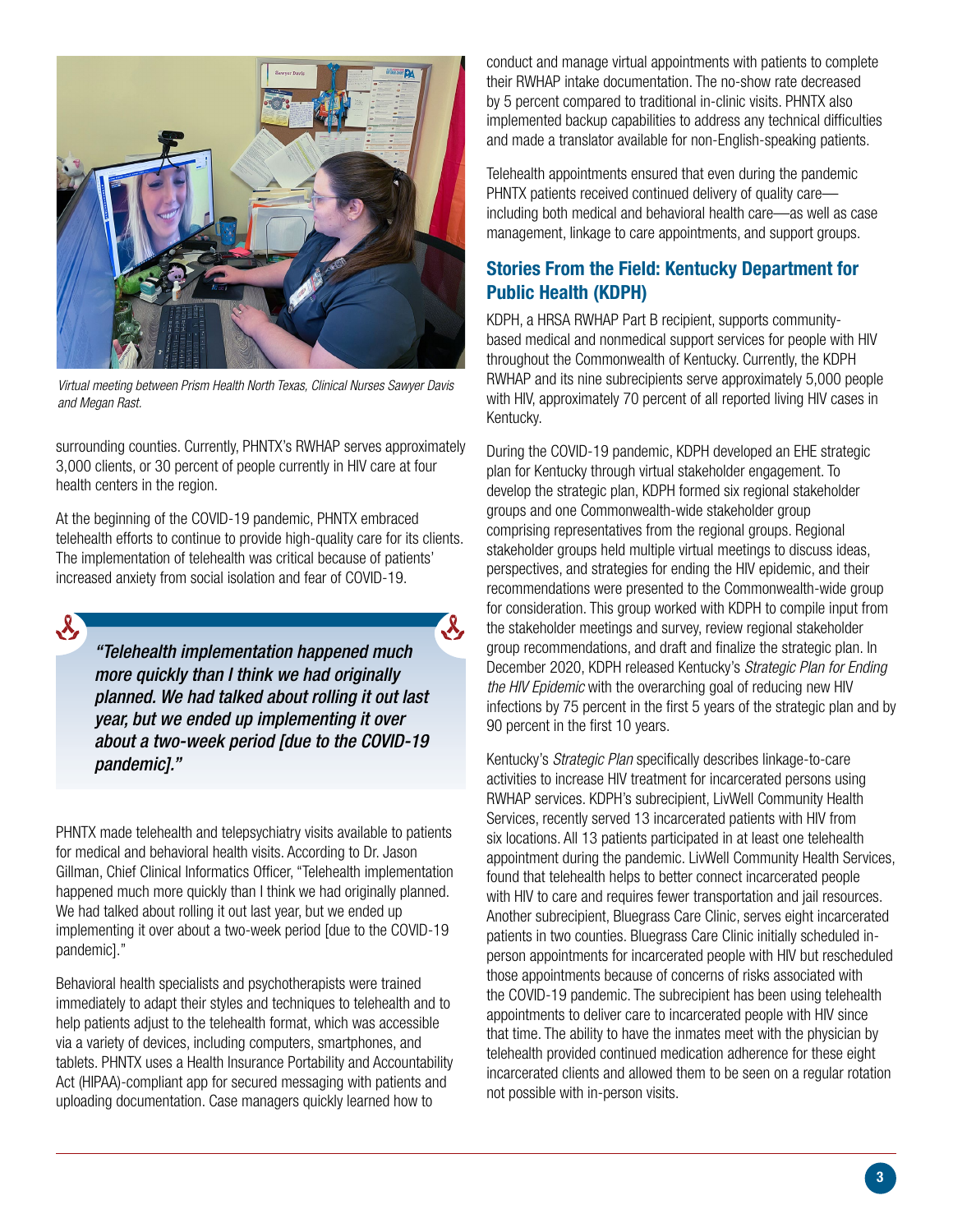*Virtual meeting between Prism Health North Texas, Clinical Nurses Sawyer Davis and Megan Rast.*

surrounding counties. Currently, PHNTX's RWHAP serves approximately 3,000 clients, or 30 percent of people currently in HIV care at four health centers in the region.

At the beginning of the COVID-19 pandemic, PHNTX embraced telehealth efforts to continue to provide high-quality care for its clients. The implementation of telehealth was critical because of patients' increased anxiety from social isolation and fear of COVID-19.

> ***"Telehealth implementation happened much more quickly than I think we had originally planned. We had talked about rolling it out last year, but we ended up implementing it over about a two-week period [due to the COVID-19 pandemic]."***

PHNTX made telehealth and telepsychiatry visits available to patients for medical and behavioral health visits. According to Dr. Jason Gillman, Chief Clinical Informatics Officer, "Telehealth implementation happened much more quickly than I think we had originally planned. We had talked about rolling it out last year, but we ended up implementing it over about a two-week period [due to the COVID-19 pandemic]."

Behavioral health specialists and psychotherapists were trained immediately to adapt their styles and techniques to telehealth and to help patients adjust to the telehealth format, which was accessible via a variety of devices, including computers, smartphones, and tablets. PHNTX uses a Health Insurance Portability and Accountability Act (HIPAA)-compliant app for secured messaging with patients and uploading documentation. Case managers quickly learned how to conduct and manage virtual appointments with patients to complete their RWHAP intake documentation. The no-show rate decreased by 5 percent compared to traditional in-clinic visits. PHNTX also implemented backup capabilities to address any technical difficulties and made a translator available for non-English-speaking patients.

Telehealth appointments ensured that even during the pandemic PHNTX patients received continued delivery of quality care—including both medical and behavioral health care—as well as case management, linkage to care appointments, and support groups.

## Stories From the Field: Kentucky Department for Public Health (KDPH)

KDPH, a HRSA RWHAP Part B recipient, supports community-based medical and nonmedical support services for people with HIV throughout the Commonwealth of Kentucky. Currently, the KDPH RWHAP and its nine subrecipients serve approximately 5,000 people with HIV, approximately 70 percent of all reported living HIV cases in Kentucky.

During the COVID-19 pandemic, KDPH developed an EHE strategic plan for Kentucky through virtual stakeholder engagement. To develop the strategic plan, KDPH formed six regional stakeholder groups and one Commonwealth-wide stakeholder group comprising representatives from the regional groups. Regional stakeholder groups held multiple virtual meetings to discuss ideas, perspectives, and strategies for ending the HIV epidemic, and their recommendations were presented to the Commonwealth-wide group for consideration. This group worked with KDPH to compile input from the stakeholder meetings and survey, review regional stakeholder group recommendations, and draft and finalize the strategic plan. In December 2020, KDPH released Kentucky's *Strategic Plan for Ending the HIV Epidemic* with the overarching goal of reducing new HIV infections by 75 percent in the first 5 years of the strategic plan and by 90 percent in the first 10 years.

Kentucky's *Strategic Plan* specifically describes linkage-to-care activities to increase HIV treatment for incarcerated persons using RWHAP services. KDPH's subrecipient, LivWell Community Health Services, recently served 13 incarcerated patients with HIV from six locations. All 13 patients participated in at least one telehealth appointment during the pandemic. LivWell Community Health Services, found that telehealth helps to better connect incarcerated people with HIV to care and requires fewer transportation and jail resources. Another subrecipient, Bluegrass Care Clinic, serves eight incarcerated patients in two counties. Bluegrass Care Clinic initially scheduled in-person appointments for incarcerated people with HIV but rescheduled those appointments because of concerns of risks associated with the COVID-19 pandemic. The subrecipient has been using telehealth appointments to deliver care to incarcerated people with HIV since that time. The ability to have the inmates meet with the physician by telehealth provided continued medication adherence for these eight incarcerated clients and allowed them to be seen on a regular rotation not possible with in-person visits.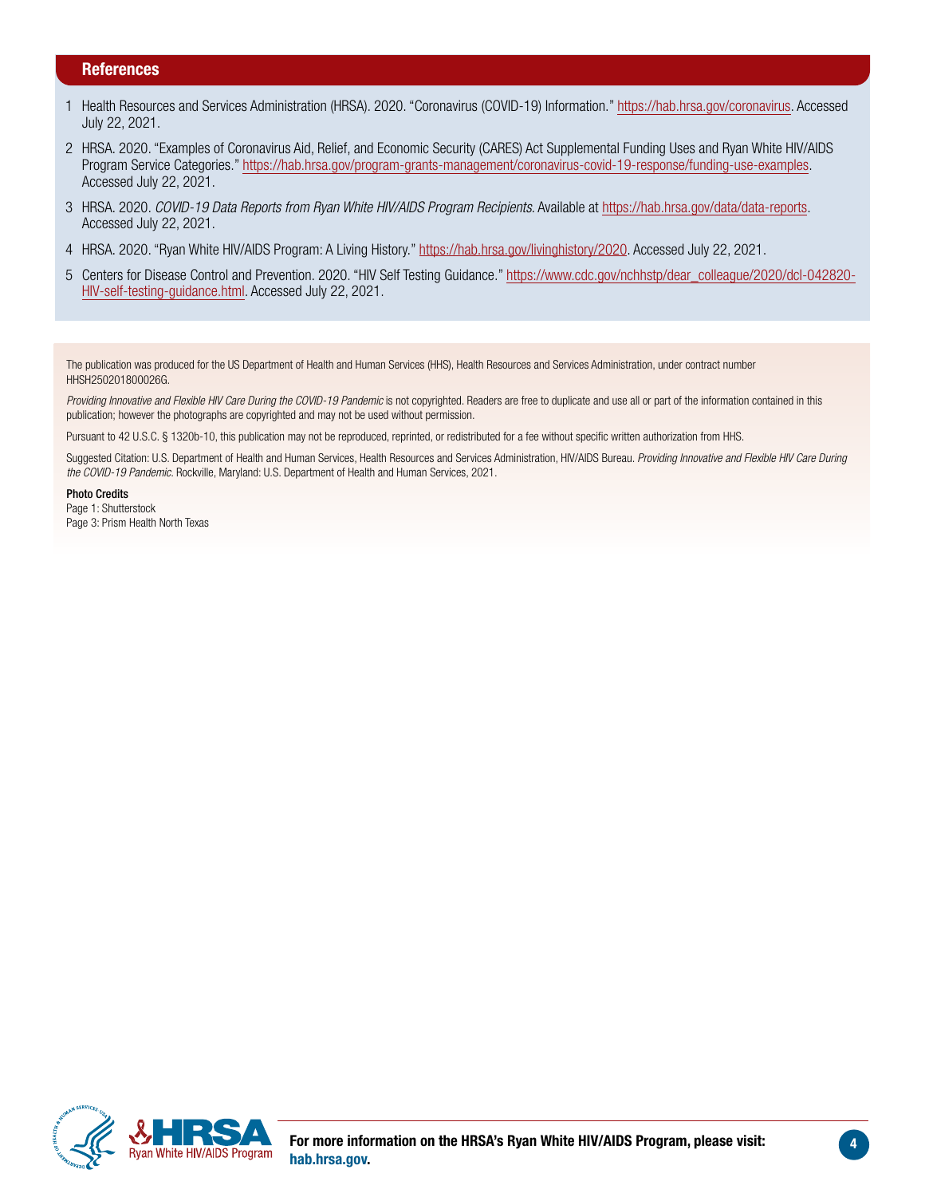## References

1. Health Resources and Services Administration (HRSA). 2020. "Coronavirus (COVID-19) Information." https://hab.hrsa.gov/coronavirus. Accessed July 22, 2021.
2. HRSA. 2020. "Examples of Coronavirus Aid, Relief, and Economic Security (CARES) Act Supplemental Funding Uses and Ryan White HIV/AIDS Program Service Categories." https://hab.hrsa.gov/program-grants-management/coronavirus-covid-19-response/funding-use-examples. Accessed July 22, 2021.
3. HRSA. 2020. *COVID-19 Data Reports from Ryan White HIV/AIDS Program Recipients*. Available at https://hab.hrsa.gov/data/data-reports. Accessed July 22, 2021.
4. HRSA. 2020. "Ryan White HIV/AIDS Program: A Living History." https://hab.hrsa.gov/livinghistory/2020. Accessed July 22, 2021.
5. Centers for Disease Control and Prevention. 2020. "HIV Self Testing Guidance." https://www.cdc.gov/nchhstp/dear_colleague/2020/dcl-042820-HIV-self-testing-guidance.html. Accessed July 22, 2021.

The publication was produced for the US Department of Health and Human Services (HHS), Health Resources and Services Administration, under contract number HHSH250201800026G.

*Providing Innovative and Flexible HIV Care During the COVID-19 Pandemic* is not copyrighted. Readers are free to duplicate and use all or part of the information contained in this publication; however the photographs are copyrighted and may not be used without permission.

Pursuant to 42 U.S.C. § 1320b-10, this publication may not be reproduced, reprinted, or redistributed for a fee without specific written authorization from HHS.

Suggested Citation: U.S. Department of Health and Human Services, Health Resources and Services Administration, HIV/AIDS Bureau. *Providing Innovative and Flexible HIV Care During the COVID-19 Pandemic*. Rockville, Maryland: U.S. Department of Health and Human Services, 2021.

**Photo Credits**
Page 1: Shutterstock
Page 3: Prism Health North Texas

HRSA Ryan White HIV/AIDS Program

**For more information on the HRSA's Ryan White HIV/AIDS Program, please visit: hab.hrsa.gov.**